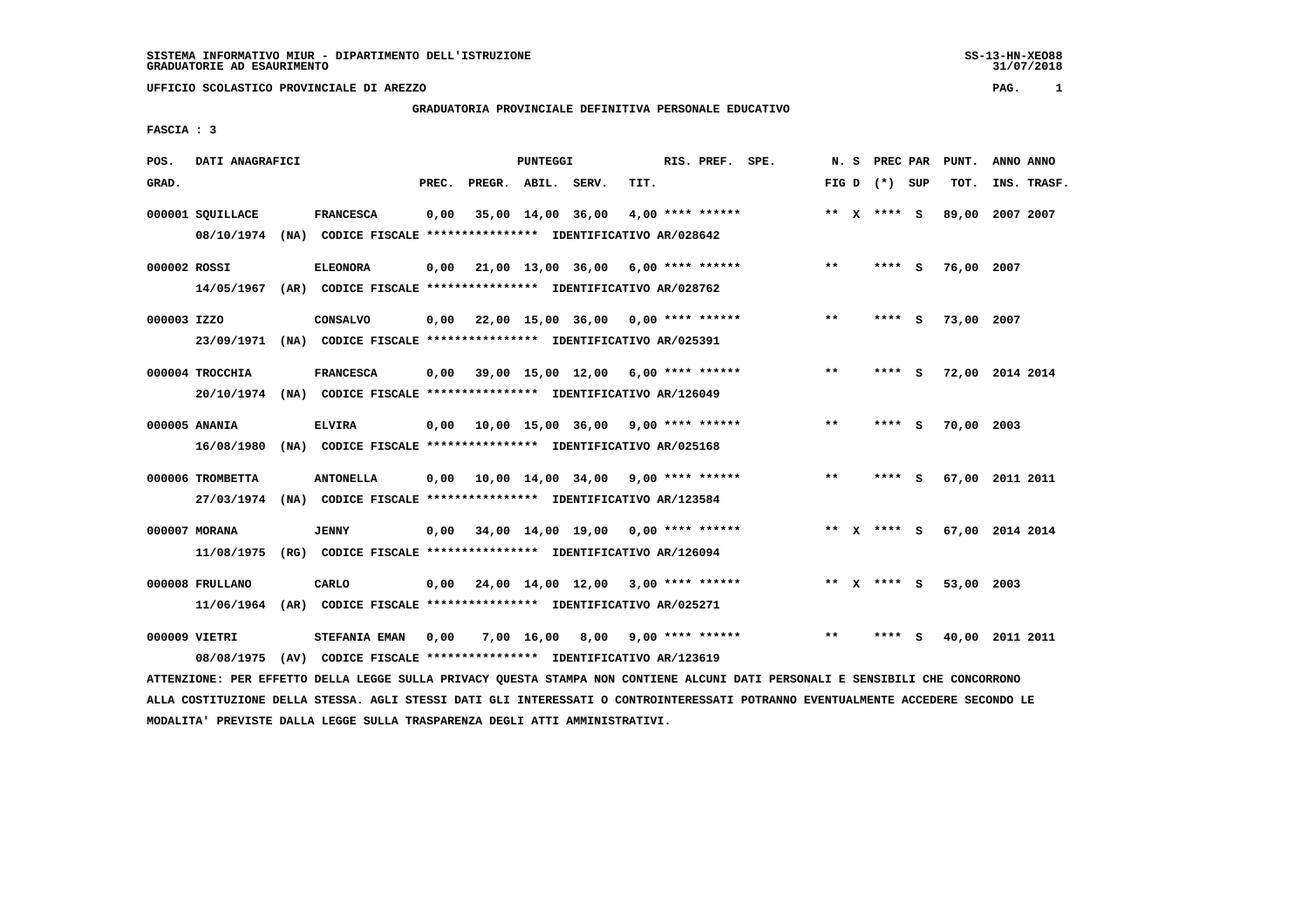SISTEMA INFORMATIVO MIUR - DIPARTIMENTO DELL'ISTRUZIONE
GRADUATORIE AD ESAURIMENTO

UFFICIO SCOLASTICO PROVINCIALE DI AREZZO

GRADUATORIA PROVINCIALE DEFINITIVA PERSONALE EDUCATIVO

FASCIA : 3

| POS. GRAD. | DATI ANAGRAFICI | | PREC. | PREGR. | ABIL. | SERV. | TIT. | RIS. PREF. | SPE. | N. S FIG D | PREC PAR (*) | SUP | PUNT. TOT. | ANNO INS. | ANNO TRASF. |
|---|---|---|---|---|---|---|---|---|---|---|---|---|---|---|---|
| 000001 | SQUILLACE | FRANCESCA | 0,00 | 35,00 | 14,00 | 36,00 | 4,00 | **** ****** | | ** X | **** | S | 89,00 | 2007 | 2007 |
| | 08/10/1974 (NA) | CODICE FISCALE **************** IDENTIFICATIVO AR/028642 | | | | | | | | | | | | | |
| 000002 | ROSSI | ELEONORA | 0,00 | 21,00 | 13,00 | 36,00 | 6,00 | **** ****** | | ** | **** | S | 76,00 | 2007 | |
| | 14/05/1967 (AR) | CODICE FISCALE **************** IDENTIFICATIVO AR/028762 | | | | | | | | | | | | | |
| 000003 | IZZO | CONSALVO | 0,00 | 22,00 | 15,00 | 36,00 | 0,00 | **** ****** | | ** | **** | S | 73,00 | 2007 | |
| | 23/09/1971 (NA) | CODICE FISCALE **************** IDENTIFICATIVO AR/025391 | | | | | | | | | | | | | |
| 000004 | TROCCHIA | FRANCESCA | 0,00 | 39,00 | 15,00 | 12,00 | 6,00 | **** ****** | | ** | **** | S | 72,00 | 2014 | 2014 |
| | 20/10/1974 (NA) | CODICE FISCALE **************** IDENTIFICATIVO AR/126049 | | | | | | | | | | | | | |
| 000005 | ANANIA | ELVIRA | 0,00 | 10,00 | 15,00 | 36,00 | 9,00 | **** ****** | | ** | **** | S | 70,00 | 2003 | |
| | 16/08/1980 (NA) | CODICE FISCALE **************** IDENTIFICATIVO AR/025168 | | | | | | | | | | | | | |
| 000006 | TROMBETTA | ANTONELLA | 0,00 | 10,00 | 14,00 | 34,00 | 9,00 | **** ****** | | ** | **** | S | 67,00 | 2011 | 2011 |
| | 27/03/1974 (NA) | CODICE FISCALE **************** IDENTIFICATIVO AR/123584 | | | | | | | | | | | | | |
| 000007 | MORANA | JENNY | 0,00 | 34,00 | 14,00 | 19,00 | 0,00 | **** ****** | | ** X | **** | S | 67,00 | 2014 | 2014 |
| | 11/08/1975 (RG) | CODICE FISCALE **************** IDENTIFICATIVO AR/126094 | | | | | | | | | | | | | |
| 000008 | FRULLANO | CARLO | 0,00 | 24,00 | 14,00 | 12,00 | 3,00 | **** ****** | | ** X | **** | S | 53,00 | 2003 | |
| | 11/06/1964 (AR) | CODICE FISCALE **************** IDENTIFICATIVO AR/025271 | | | | | | | | | | | | | |
| 000009 | VIETRI | STEFANIA EMAN | 0,00 | 7,00 | 16,00 | 8,00 | 9,00 | **** ****** | | ** | **** | S | 40,00 | 2011 | 2011 |
| | 08/08/1975 (AV) | CODICE FISCALE **************** IDENTIFICATIVO AR/123619 | | | | | | | | | | | | | |

ATTENZIONE: PER EFFETTO DELLA LEGGE SULLA PRIVACY QUESTA STAMPA NON CONTIENE ALCUNI DATI PERSONALI E SENSIBILI CHE CONCORRONO ALLA COSTITUZIONE DELLA STESSA. AGLI STESSI DATI GLI INTERESSATI O CONTROINTERESSATI POTRANNO EVENTUALMENTE ACCEDERE SECONDO LE MODALITA' PREVISTE DALLA LEGGE SULLA TRASPARENZA DEGLI ATTI AMMINISTRATIVI.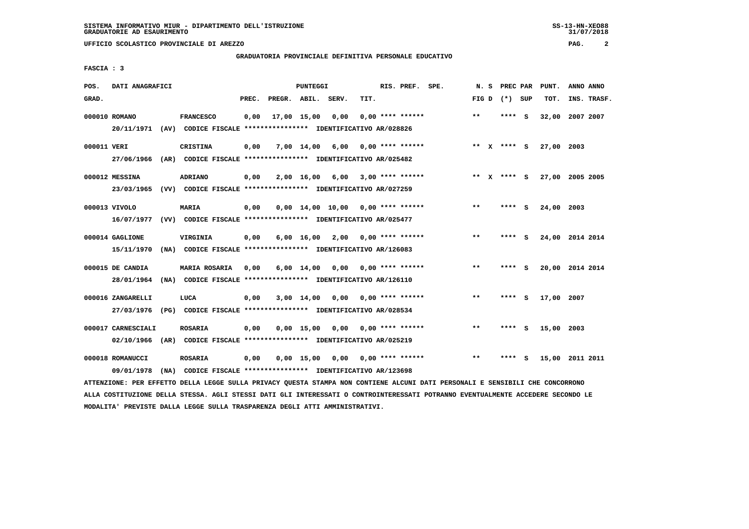SISTEMA INFORMATIVO MIUR - DIPARTIMENTO DELL'ISTRUZIONE
GRADUATORIE AD ESAURIMENTO

UFFICIO SCOLASTICO PROVINCIALE DI AREZZO

GRADUATORIA PROVINCIALE DEFINITIVA PERSONALE EDUCATIVO

FASCIA : 3

| POS. GRAD. | DATI ANAGRAFICI | | PREC. | PREGR. | ABIL. | SERV. | TIT. | RIS. PREF. | SPE. | N. S FIG D | PREC PAR (*) | SUP | PUNT. TOT. | ANNO INS. | ANNO TRASF. |
|---|---|---|---|---|---|---|---|---|---|---|---|---|---|---|---|
| 000010 | ROMANO | FRANCESCO | 0,00 | 17,00 | 15,00 | 0,00 | 0,00 | **** ****** | | ** | **** | S | 32,00 | 2007 | 2007 |
| | 20/11/1971 (AV) CODICE FISCALE **************** IDENTIFICATIVO AR/028826 | | | | | | | | | | | | | | |
| 000011 | VERI | CRISTINA | 0,00 | 7,00 | 14,00 | 6,00 | 0,00 | **** ****** | | ** X | **** | S | 27,00 | 2003 | |
| | 27/06/1966 (AR) CODICE FISCALE **************** IDENTIFICATIVO AR/025482 | | | | | | | | | | | | | | |
| 000012 | MESSINA | ADRIANO | 0,00 | 2,00 | 16,00 | 6,00 | 3,00 | **** ****** | | ** X | **** | S | 27,00 | 2005 | 2005 |
| | 23/03/1965 (VV) CODICE FISCALE **************** IDENTIFICATIVO AR/027259 | | | | | | | | | | | | | | |
| 000013 | VIVOLO | MARIA | 0,00 | 0,00 | 14,00 | 10,00 | 0,00 | **** ****** | | ** | **** | S | 24,00 | 2003 | |
| | 16/07/1977 (VV) CODICE FISCALE **************** IDENTIFICATIVO AR/025477 | | | | | | | | | | | | | | |
| 000014 | GAGLIONE | VIRGINIA | 0,00 | 6,00 | 16,00 | 2,00 | 0,00 | **** ****** | | ** | **** | S | 24,00 | 2014 | 2014 |
| | 15/11/1970 (NA) CODICE FISCALE **************** IDENTIFICATIVO AR/126083 | | | | | | | | | | | | | | |
| 000015 | DE CANDIA | MARIA ROSARIA | 0,00 | 6,00 | 14,00 | 0,00 | 0,00 | **** ****** | | ** | **** | S | 20,00 | 2014 | 2014 |
| | 28/01/1964 (NA) CODICE FISCALE **************** IDENTIFICATIVO AR/126110 | | | | | | | | | | | | | | |
| 000016 | ZANGARELLI | LUCA | 0,00 | 3,00 | 14,00 | 0,00 | 0,00 | **** ****** | | ** | **** | S | 17,00 | 2007 | |
| | 27/03/1976 (PG) CODICE FISCALE **************** IDENTIFICATIVO AR/028534 | | | | | | | | | | | | | | |
| 000017 | CARNESCIALI | ROSARIA | 0,00 | 0,00 | 15,00 | 0,00 | 0,00 | **** ****** | | ** | **** | S | 15,00 | 2003 | |
| | 02/10/1966 (AR) CODICE FISCALE **************** IDENTIFICATIVO AR/025219 | | | | | | | | | | | | | | |
| 000018 | ROMANUCCI | ROSARIA | 0,00 | 0,00 | 15,00 | 0,00 | 0,00 | **** ****** | | ** | **** | S | 15,00 | 2011 | 2011 |
| | 09/01/1978 (NA) CODICE FISCALE **************** IDENTIFICATIVO AR/123698 | | | | | | | | | | | | | | |

ATTENZIONE: PER EFFETTO DELLA LEGGE SULLA PRIVACY QUESTA STAMPA NON CONTIENE ALCUNI DATI PERSONALI E SENSIBILI CHE CONCORRONO ALLA COSTITUZIONE DELLA STESSA. AGLI STESSI DATI GLI INTERESSATI O CONTROINTERESSATI POTRANNO EVENTUALMENTE ACCEDERE SECONDO LE MODALITA' PREVISTE DALLA LEGGE SULLA TRASPARENZA DEGLI ATTI AMMINISTRATIVI.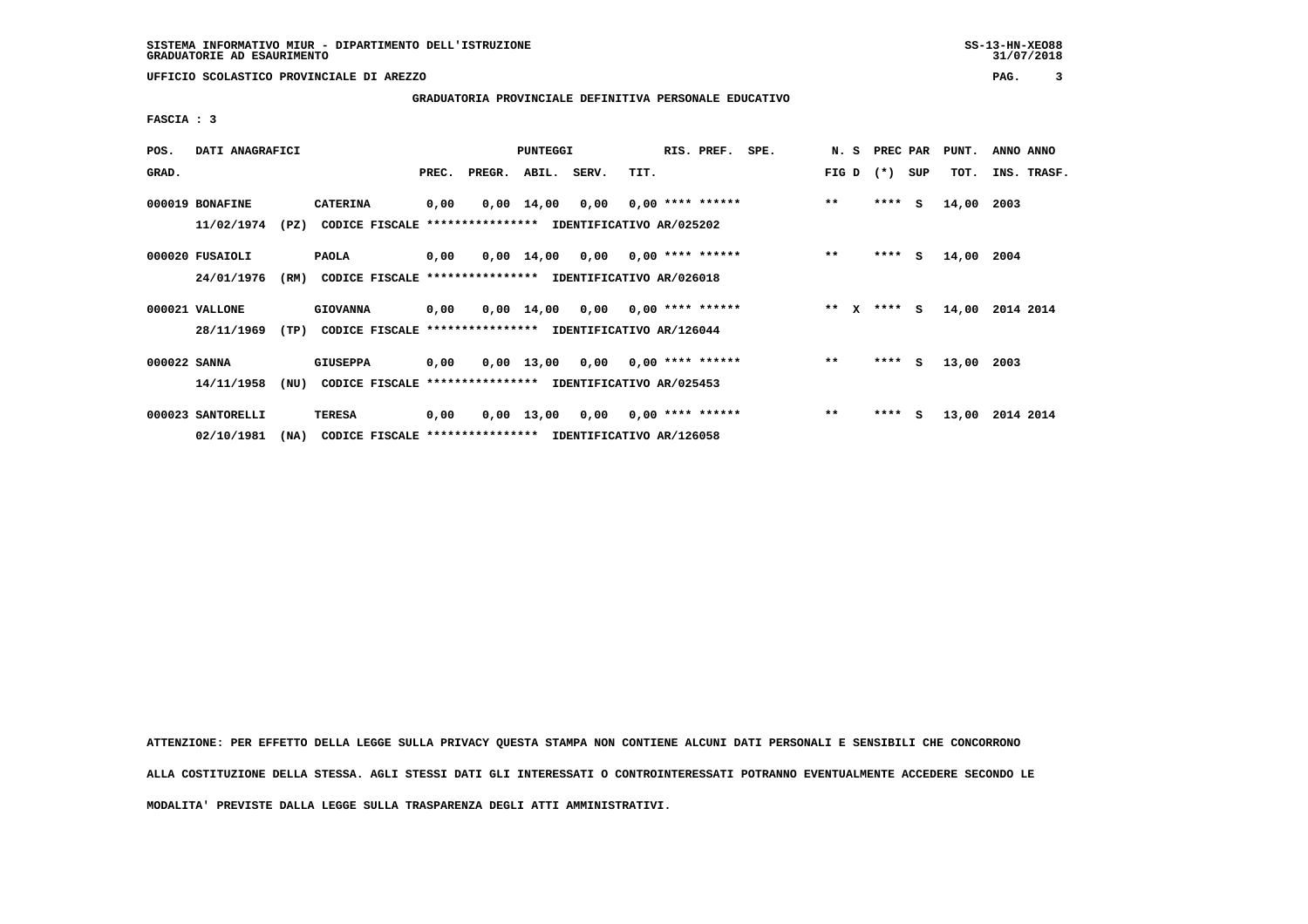SISTEMA INFORMATIVO MIUR - DIPARTIMENTO DELL'ISTRUZIONE
GRADUATORIE AD ESAURIMENTO

UFFICIO SCOLASTICO PROVINCIALE DI AREZZO

**GRADUATORIA PROVINCIALE DEFINITIVA PERSONALE EDUCATIVO**

**FASCIA : 3**

| POS. GRAD. | DATI ANAGRAFICI | | PUNTEGGI PREC. | PREGR. | ABIL. | SERV. | TIT. | RIS. PREF. | SPE. | N. S FIG D | PREC PAR (*) SUP | PUNT. TOT. | ANNO INS. | ANNO TRASF. |
|---|---|---|---|---|---|---|---|---|---|---|---|---|---|---|
| 000019 | BONAFINE 11/02/1974 (PZ) CODICE FISCALE **************** IDENTIFICATIVO AR/025202 | CATERINA | 0,00 | 0,00 | 14,00 | 0,00 | 0,00 | **** ****** | | ** | **** S | 14,00 | 2003 | |
| 000020 | FUSAIOLI 24/01/1976 (RM) CODICE FISCALE **************** IDENTIFICATIVO AR/026018 | PAOLA | 0,00 | 0,00 | 14,00 | 0,00 | 0,00 | **** ****** | | ** | **** S | 14,00 | 2004 | |
| 000021 | VALLONE 28/11/1969 (TP) CODICE FISCALE **************** IDENTIFICATIVO AR/126044 | GIOVANNA | 0,00 | 0,00 | 14,00 | 0,00 | 0,00 | **** ****** | | ** X | **** S | 14,00 | 2014 | 2014 |
| 000022 | SANNA 14/11/1958 (NU) CODICE FISCALE **************** IDENTIFICATIVO AR/025453 | GIUSEPPA | 0,00 | 0,00 | 13,00 | 0,00 | 0,00 | **** ****** | | ** | **** S | 13,00 | 2003 | |
| 000023 | SANTORELLI 02/10/1981 (NA) CODICE FISCALE **************** IDENTIFICATIVO AR/126058 | TERESA | 0,00 | 0,00 | 13,00 | 0,00 | 0,00 | **** ****** | | ** | **** S | 13,00 | 2014 | 2014 |

**ATTENZIONE: PER EFFETTO DELLA LEGGE SULLA PRIVACY QUESTA STAMPA NON CONTIENE ALCUNI DATI PERSONALI E SENSIBILI CHE CONCORRONO ALLA COSTITUZIONE DELLA STESSA. AGLI STESSI DATI GLI INTERESSATI O CONTROINTERESSATI POTRANNO EVENTUALMENTE ACCEDERE SECONDO LE MODALITA' PREVISTE DALLA LEGGE SULLA TRASPARENZA DEGLI ATTI AMMINISTRATIVI.**